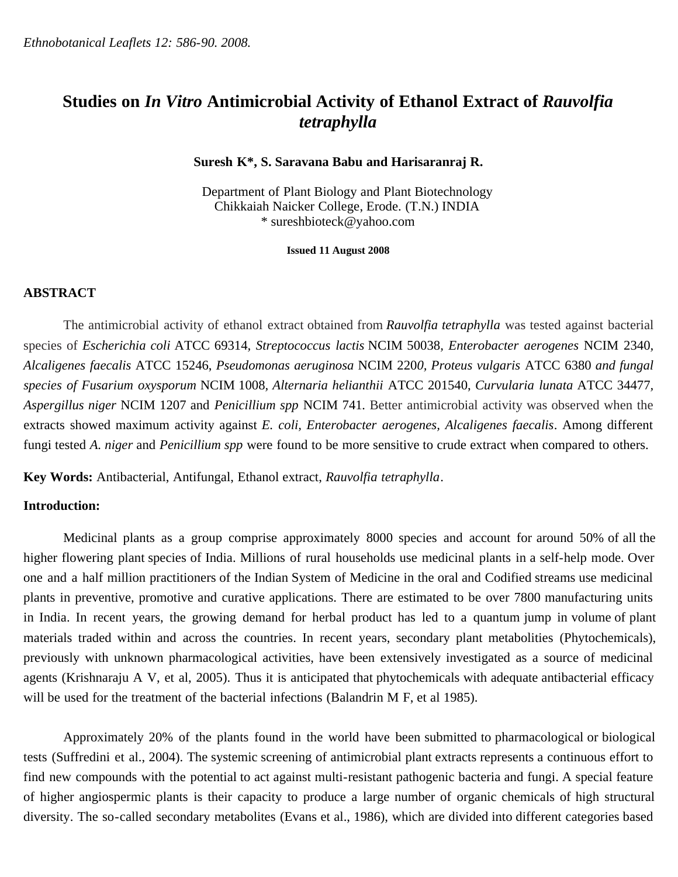# Studies on *In Vitro* Antimicrobial Activity of Ethanol Extract of *Rauvolfia tetraphylla*

**Suresh K*, S. Saravana Babu and Harisaranraj R.**

Department of Plant Biology and Plant Biotechnology
Chikkaiah Naicker College, Erode. (T.N.) INDIA
* sureshbioteck@yahoo.com

**Issued 11 August 2008**

## ABSTRACT

The antimicrobial activity of ethanol extract obtained from *Rauvolfia tetraphylla* was tested against bacterial species of *Escherichia coli* ATCC 69314, *Streptococcus lactis* NCIM 50038, *Enterobacter aerogenes* NCIM 2340, *Alcaligenes faecalis* ATCC 15246, *Pseudomonas aeruginosa* NCIM 2200, *Proteus vulgaris* ATCC 6380 *and fungal species of Fusarium oxysporum* NCIM 1008, *Alternaria helianthii* ATCC 201540, *Curvularia lunata* ATCC 34477, *Aspergillus niger* NCIM 1207 and *Penicillium spp* NCIM 741. Better antimicrobial activity was observed when the extracts showed maximum activity against *E. coli, Enterobacter aerogenes, Alcaligenes faecalis*. Among different fungi tested *A. niger* and *Penicillium spp* were found to be more sensitive to crude extract when compared to others.

**Key Words:** Antibacterial, Antifungal, Ethanol extract, *Rauvolfia tetraphylla*.

**Introduction:**

Medicinal plants as a group comprise approximately 8000 species and account for around 50% of all the higher flowering plant species of India. Millions of rural households use medicinal plants in a self-help mode. Over one and a half million practitioners of the Indian System of Medicine in the oral and Codified streams use medicinal plants in preventive, promotive and curative applications. There are estimated to be over 7800 manufacturing units in India. In recent years, the growing demand for herbal product has led to a quantum jump in volume of plant materials traded within and across the countries. In recent years, secondary plant metabolities (Phytochemicals), previously with unknown pharmacological activities, have been extensively investigated as a source of medicinal agents (Krishnaraju A V, et al, 2005). Thus it is anticipated that phytochemicals with adequate antibacterial efficacy will be used for the treatment of the bacterial infections (Balandrin M F, et al 1985).

Approximately 20% of the plants found in the world have been submitted to pharmacological or biological tests (Suffredini et al., 2004). The systemic screening of antimicrobial plant extracts represents a continuous effort to find new compounds with the potential to act against multi-resistant pathogenic bacteria and fungi. A special feature of higher angiospermic plants is their capacity to produce a large number of organic chemicals of high structural diversity. The so-called secondary metabolites (Evans et al., 1986), which are divided into different categories based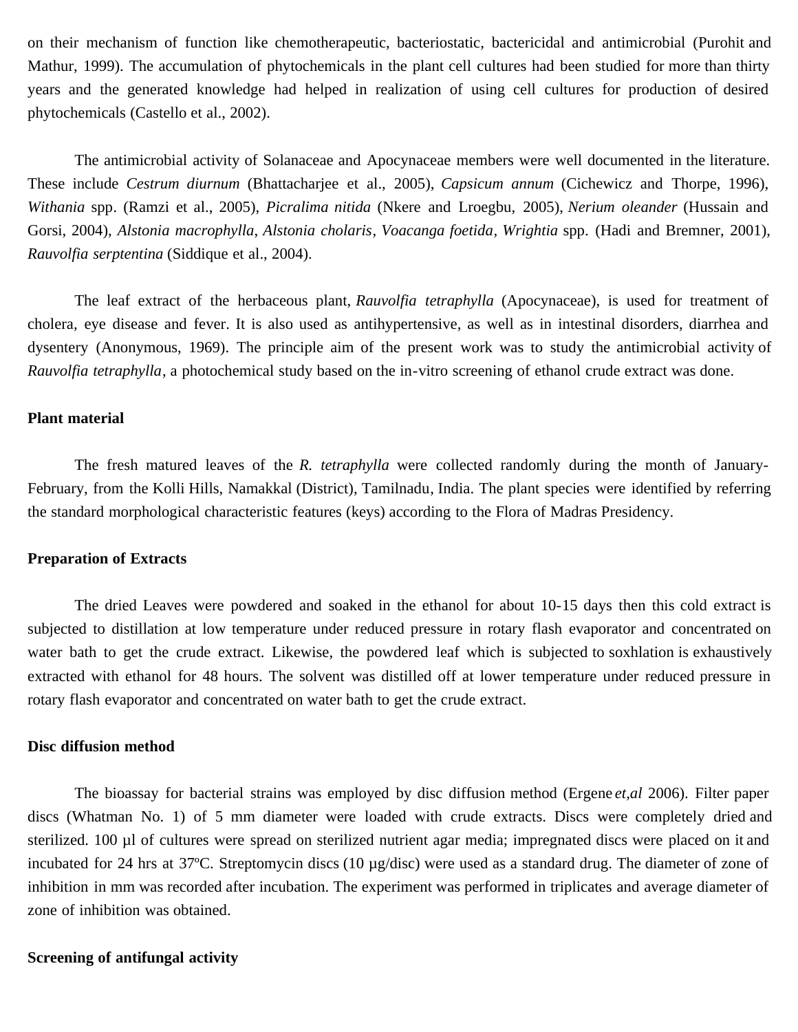on their mechanism of function like chemotherapeutic, bacteriostatic, bactericidal and antimicrobial (Purohit and Mathur, 1999). The accumulation of phytochemicals in the plant cell cultures had been studied for more than thirty years and the generated knowledge had helped in realization of using cell cultures for production of desired phytochemicals (Castello et al., 2002).

The antimicrobial activity of Solanaceae and Apocynaceae members were well documented in the literature. These include *Cestrum diurnum* (Bhattacharjee et al., 2005), *Capsicum annum* (Cichewicz and Thorpe, 1996), *Withania* spp. (Ramzi et al., 2005), *Picralima nitida* (Nkere and Lroegbu, 2005), *Nerium oleander* (Hussain and Gorsi, 2004), *Alstonia macrophylla*, *Alstonia cholaris*, *Voacanga foetida*, *Wrightia* spp. (Hadi and Bremner, 2001), *Rauvolfia serptentina* (Siddique et al., 2004).

The leaf extract of the herbaceous plant, *Rauvolfia tetraphylla* (Apocynaceae), is used for treatment of cholera, eye disease and fever. It is also used as antihypertensive, as well as in intestinal disorders, diarrhea and dysentery (Anonymous, 1969). The principle aim of the present work was to study the antimicrobial activity of *Rauvolfia tetraphylla*, a photochemical study based on the in-vitro screening of ethanol crude extract was done.

**Plant material**

The fresh matured leaves of the *R. tetraphylla* were collected randomly during the month of January-February, from the Kolli Hills, Namakkal (District), Tamilnadu, India. The plant species were identified by referring the standard morphological characteristic features (keys) according to the Flora of Madras Presidency.

**Preparation of Extracts**

The dried Leaves were powdered and soaked in the ethanol for about 10-15 days then this cold extract is subjected to distillation at low temperature under reduced pressure in rotary flash evaporator and concentrated on water bath to get the crude extract. Likewise, the powdered leaf which is subjected to soxhlation is exhaustively extracted with ethanol for 48 hours. The solvent was distilled off at lower temperature under reduced pressure in rotary flash evaporator and concentrated on water bath to get the crude extract.

**Disc diffusion method**

The bioassay for bacterial strains was employed by disc diffusion method (Ergene *et,al* 2006). Filter paper discs (Whatman No. 1) of 5 mm diameter were loaded with crude extracts. Discs were completely dried and sterilized. 100 µl of cultures were spread on sterilized nutrient agar media; impregnated discs were placed on it and incubated for 24 hrs at 37ºC. Streptomycin discs (10 µg/disc) were used as a standard drug. The diameter of zone of inhibition in mm was recorded after incubation. The experiment was performed in triplicates and average diameter of zone of inhibition was obtained.

**Screening of antifungal activity**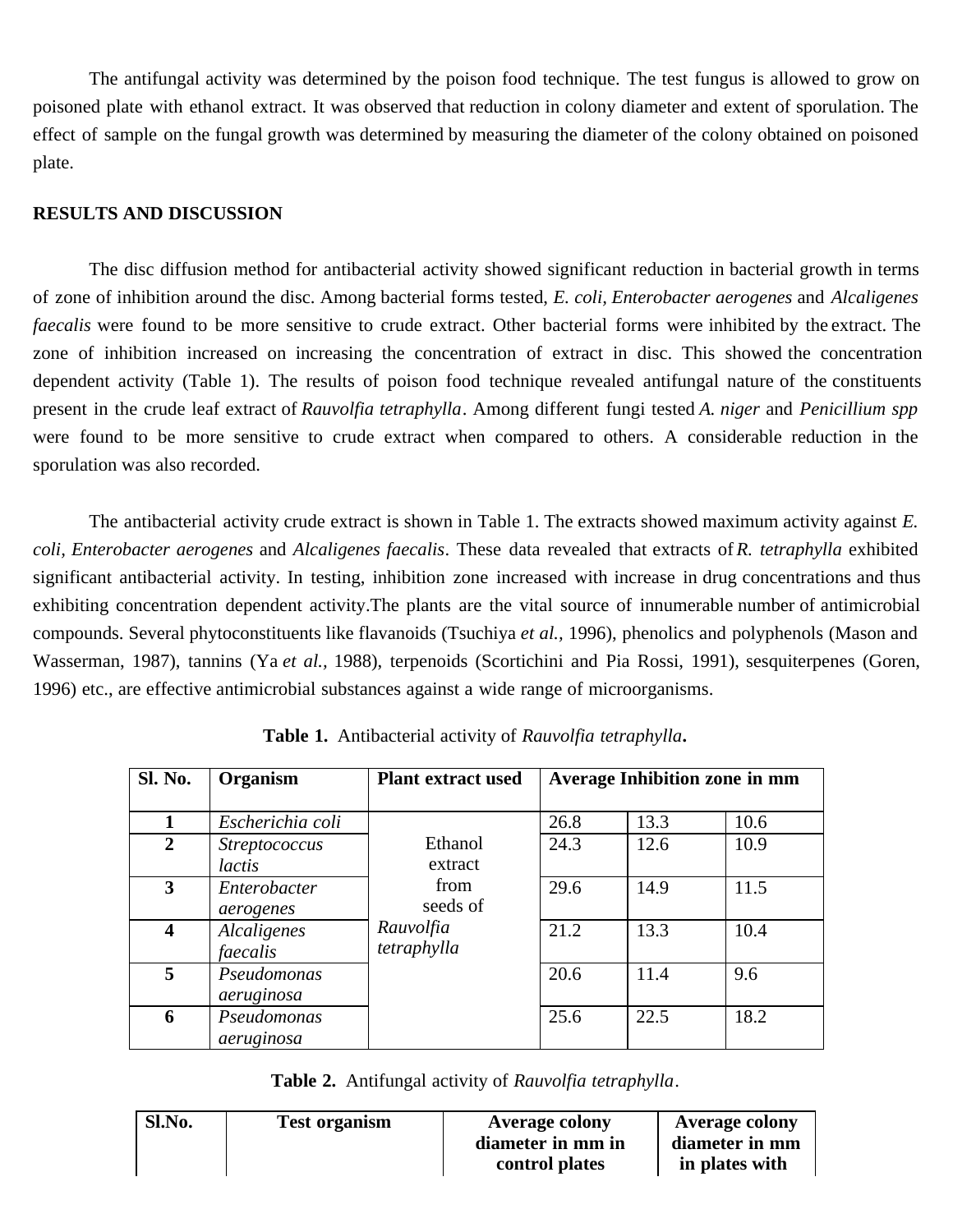The antifungal activity was determined by the poison food technique. The test fungus is allowed to grow on poisoned plate with ethanol extract. It was observed that reduction in colony diameter and extent of sporulation. The effect of sample on the fungal growth was determined by measuring the diameter of the colony obtained on poisoned plate.

## RESULTS AND DISCUSSION

The disc diffusion method for antibacterial activity showed significant reduction in bacterial growth in terms of zone of inhibition around the disc. Among bacterial forms tested, *E. coli, Enterobacter aerogenes* and *Alcaligenes faecalis* were found to be more sensitive to crude extract. Other bacterial forms were inhibited by the extract. The zone of inhibition increased on increasing the concentration of extract in disc. This showed the concentration dependent activity (Table 1). The results of poison food technique revealed antifungal nature of the constituents present in the crude leaf extract of *Rauvolfia tetraphylla*. Among different fungi tested *A. niger* and *Penicillium spp* were found to be more sensitive to crude extract when compared to others. A considerable reduction in the sporulation was also recorded.

The antibacterial activity crude extract is shown in Table 1. The extracts showed maximum activity against *E. coli, Enterobacter aerogenes* and *Alcaligenes faecalis*. These data revealed that extracts of *R. tetraphylla* exhibited significant antibacterial activity. In testing, inhibition zone increased with increase in drug concentrations and thus exhibiting concentration dependent activity.The plants are the vital source of innumerable number of antimicrobial compounds. Several phytoconstituents like flavanoids (Tsuchiya *et al.*, 1996), phenolics and polyphenols (Mason and Wasserman, 1987), tannins (Ya *et al.*, 1988), terpenoids (Scortichini and Pia Rossi, 1991), sesquiterpenes (Goren, 1996) etc., are effective antimicrobial substances against a wide range of microorganisms.

**Table 1.** Antibacterial activity of *Rauvolfia tetraphylla*.

| Sl. No. | Organism | Plant extract used | Average Inhibition zone in mm | | |
|---|---|---|---|---|---|
| 1 | *Escherichia coli* | Ethanol extract from seeds of *Rauvolfia tetraphylla* | 26.8 | 13.3 | 10.6 |
| 2 | *Streptococcus lactis* | | 24.3 | 12.6 | 10.9 |
| 3 | *Enterobacter aerogenes* | | 29.6 | 14.9 | 11.5 |
| 4 | *Alcaligenes faecalis* | | 21.2 | 13.3 | 10.4 |
| 5 | *Pseudomonas aeruginosa* | | 20.6 | 11.4 | 9.6 |
| 6 | *Pseudomonas aeruginosa* | | 25.6 | 22.5 | 18.2 |

**Table 2.** Antifungal activity of *Rauvolfia tetraphylla*.

| Sl.No. | Test organism | Average colony diameter in mm in control plates | Average colony diameter in mm in plates with |
|---|---|---|---|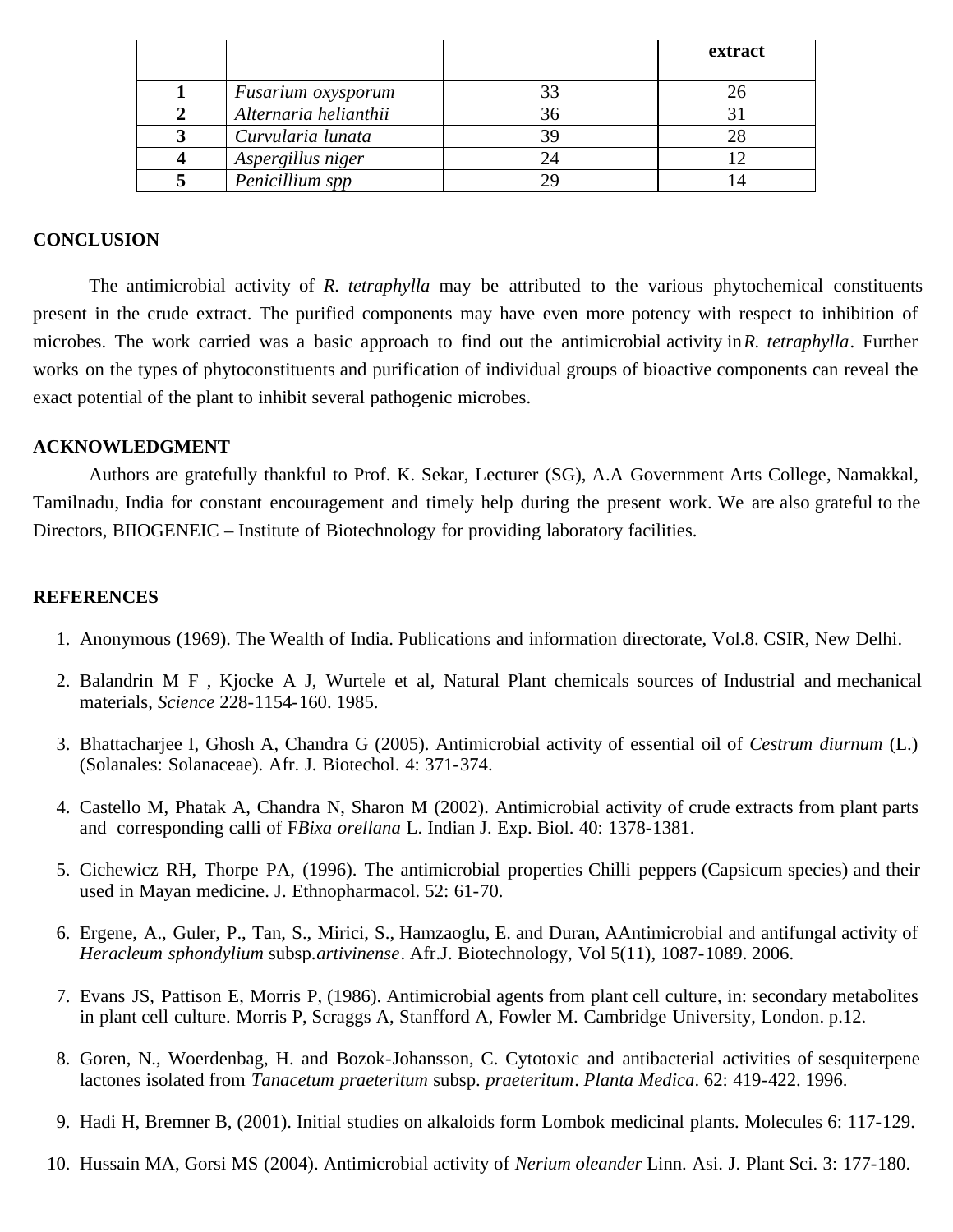| | | | extract |
|---|---|---|---|
| **1** | *Fusarium oxysporum* | 33 | 26 |
| **2** | *Alternaria helianthii* | 36 | 31 |
| **3** | *Curvularia lunata* | 39 | 28 |
| **4** | *Aspergillus niger* | 24 | 12 |
| **5** | *Penicillium spp* | 29 | 14 |

## CONCLUSION

The antimicrobial activity of *R. tetraphylla* may be attributed to the various phytochemical constituents present in the crude extract. The purified components may have even more potency with respect to inhibition of microbes. The work carried was a basic approach to find out the antimicrobial activity in *R. tetraphylla*. Further works on the types of phytoconstituents and purification of individual groups of bioactive components can reveal the exact potential of the plant to inhibit several pathogenic microbes.

## ACKNOWLEDGMENT

Authors are gratefully thankful to Prof. K. Sekar, Lecturer (SG), A.A Government Arts College, Namakkal, Tamilnadu, India for constant encouragement and timely help during the present work. We are also grateful to the Directors, BIIOGENEIC – Institute of Biotechnology for providing laboratory facilities.

## REFERENCES

1. Anonymous (1969). The Wealth of India. Publications and information directorate, Vol.8. CSIR, New Delhi.
2. Balandrin M F , Kjocke A J, Wurtele et al, Natural Plant chemicals sources of Industrial and mechanical materials, *Science* 228-1154-160. 1985.
3. Bhattacharjee I, Ghosh A, Chandra G (2005). Antimicrobial activity of essential oil of *Cestrum diurnum* (L.) (Solanales: Solanaceae). Afr. J. Biotechol. 4: 371-374.
4. Castello M, Phatak A, Chandra N, Sharon M (2002). Antimicrobial activity of crude extracts from plant parts and corresponding calli of F*Bixa orellana* L. Indian J. Exp. Biol. 40: 1378-1381.
5. Cichewicz RH, Thorpe PA, (1996). The antimicrobial properties Chilli peppers (Capsicum species) and their used in Mayan medicine. J. Ethnopharmacol. 52: 61-70.
6. Ergene, A., Guler, P., Tan, S., Mirici, S., Hamzaoglu, E. and Duran, AAntimicrobial and antifungal activity of *Heracleum sphondylium* subsp.*artivinense*. Afr.J. Biotechnology, Vol 5(11), 1087-1089. 2006.
7. Evans JS, Pattison E, Morris P, (1986). Antimicrobial agents from plant cell culture, in: secondary metabolites in plant cell culture. Morris P, Scraggs A, Stanfford A, Fowler M. Cambridge University, London. p.12.
8. Goren, N., Woerdenbag, H. and Bozok-Johansson, C. Cytotoxic and antibacterial activities of sesquiterpene lactones isolated from *Tanacetum praeteritum* subsp. *praeteritum*. *Planta Medica*. 62: 419-422. 1996.
9. Hadi H, Bremner B, (2001). Initial studies on alkaloids form Lombok medicinal plants. Molecules 6: 117-129.
10. Hussain MA, Gorsi MS (2004). Antimicrobial activity of *Nerium oleander* Linn. Asi. J. Plant Sci. 3: 177-180.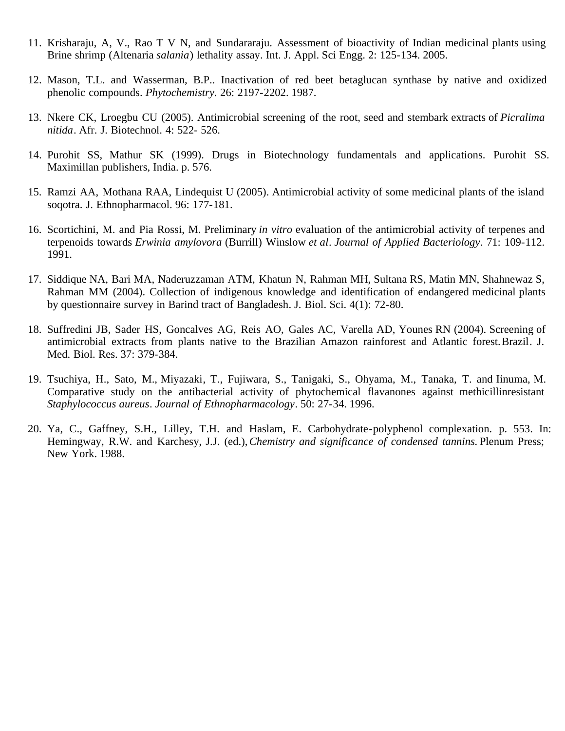11. Krisharaju, A, V., Rao T V N, and Sundararaju. Assessment of bioactivity of Indian medicinal plants using Brine shrimp (Altenaria *salania*) lethality assay. Int. J. Appl. Sci Engg. 2: 125-134. 2005.

12. Mason, T.L. and Wasserman, B.P.. Inactivation of red beet betaglucan synthase by native and oxidized phenolic compounds. *Phytochemistry.* 26: 2197-2202. 1987.

13. Nkere CK, Lroegbu CU (2005). Antimicrobial screening of the root, seed and stembark extracts of *Picralima nitida*. Afr. J. Biotechnol. 4: 522- 526.

14. Purohit SS, Mathur SK (1999). Drugs in Biotechnology fundamentals and applications. Purohit SS. Maximillan publishers, India. p. 576.

15. Ramzi AA, Mothana RAA, Lindequist U (2005). Antimicrobial activity of some medicinal plants of the island soqotra. J. Ethnopharmacol. 96: 177-181.

16. Scortichini, M. and Pia Rossi, M. Preliminary *in vitro* evaluation of the antimicrobial activity of terpenes and terpenoids towards *Erwinia amylovora* (Burrill) Winslow *et al*. *Journal of Applied Bacteriology*. 71: 109-112. 1991.

17. Siddique NA, Bari MA, Naderuzzaman ATM, Khatun N, Rahman MH, Sultana RS, Matin MN, Shahnewaz S, Rahman MM (2004). Collection of indigenous knowledge and identification of endangered medicinal plants by questionnaire survey in Barind tract of Bangladesh. J. Biol. Sci. 4(1): 72-80.

18. Suffredini JB, Sader HS, Goncalves AG, Reis AO, Gales AC, Varella AD, Younes RN (2004). Screening of antimicrobial extracts from plants native to the Brazilian Amazon rainforest and Atlantic forest. Brazil. J. Med. Biol. Res. 37: 379-384.

19. Tsuchiya, H., Sato, M., Miyazaki, T., Fujiwara, S., Tanigaki, S., Ohyama, M., Tanaka, T. and Iinuma, M. Comparative study on the antibacterial activity of phytochemical flavanones against methicillinresistant *Staphylococcus aureus*. *Journal of Ethnopharmacology*. 50: 27-34. 1996.

20. Ya, C., Gaffney, S.H., Lilley, T.H. and Haslam, E. Carbohydrate-polyphenol complexation. p. 553. In: Hemingway, R.W. and Karchesy, J.J. (ed.), *Chemistry and significance of condensed tannins.* Plenum Press; New York. 1988.